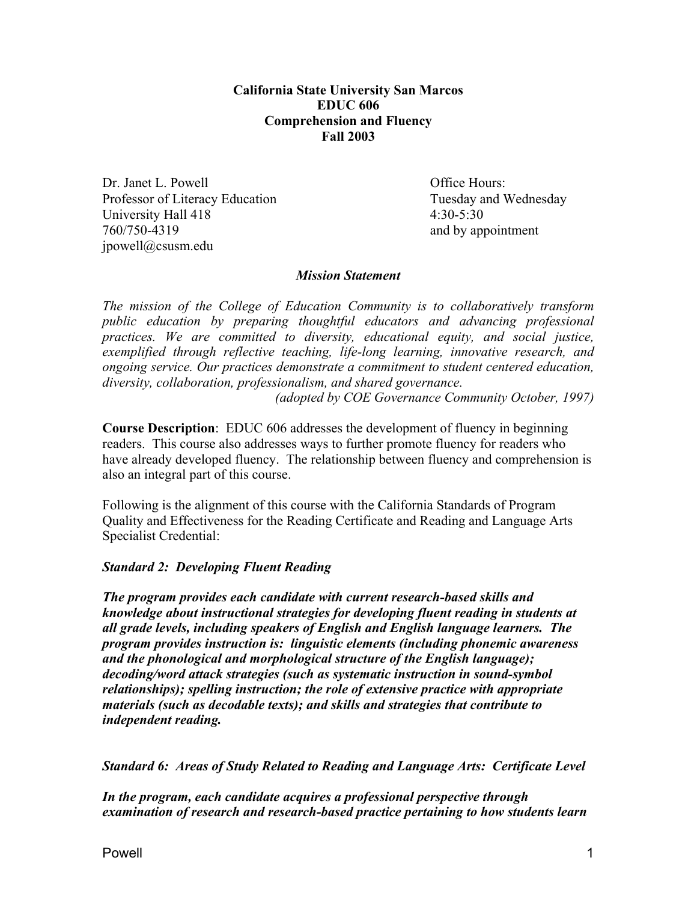**California State University San Marcos**
**EDUC 606**
**Comprehension and Fluency**
**Fall 2003**

Dr. Janet L. Powell
Professor of Literacy Education
University Hall 418
760/750-4319
jpowell@csusm.edu

Office Hours:
Tuesday and Wednesday
4:30-5:30
and by appointment

***Mission Statement***

*The mission of the College of Education Community is to collaboratively transform public education by preparing thoughtful educators and advancing professional practices. We are committed to diversity, educational equity, and social justice, exemplified through reflective teaching, life-long learning, innovative research, and ongoing service. Our practices demonstrate a commitment to student centered education, diversity, collaboration, professionalism, and shared governance.*
*(adopted by COE Governance Community October, 1997)*

**Course Description**: EDUC 606 addresses the development of fluency in beginning readers. This course also addresses ways to further promote fluency for readers who have already developed fluency. The relationship between fluency and comprehension is also an integral part of this course.

Following is the alignment of this course with the California Standards of Program Quality and Effectiveness for the Reading Certificate and Reading and Language Arts Specialist Credential:

***Standard 2: Developing Fluent Reading***

***The program provides each candidate with current research-based skills and knowledge about instructional strategies for developing fluent reading in students at all grade levels, including speakers of English and English language learners. The program provides instruction is: linguistic elements (including phonemic awareness and the phonological and morphological structure of the English language); decoding/word attack strategies (such as systematic instruction in sound-symbol relationships); spelling instruction; the role of extensive practice with appropriate materials (such as decodable texts); and skills and strategies that contribute to independent reading.***

***Standard 6: Areas of Study Related to Reading and Language Arts: Certificate Level***

***In the program, each candidate acquires a professional perspective through examination of research and research-based practice pertaining to how students learn***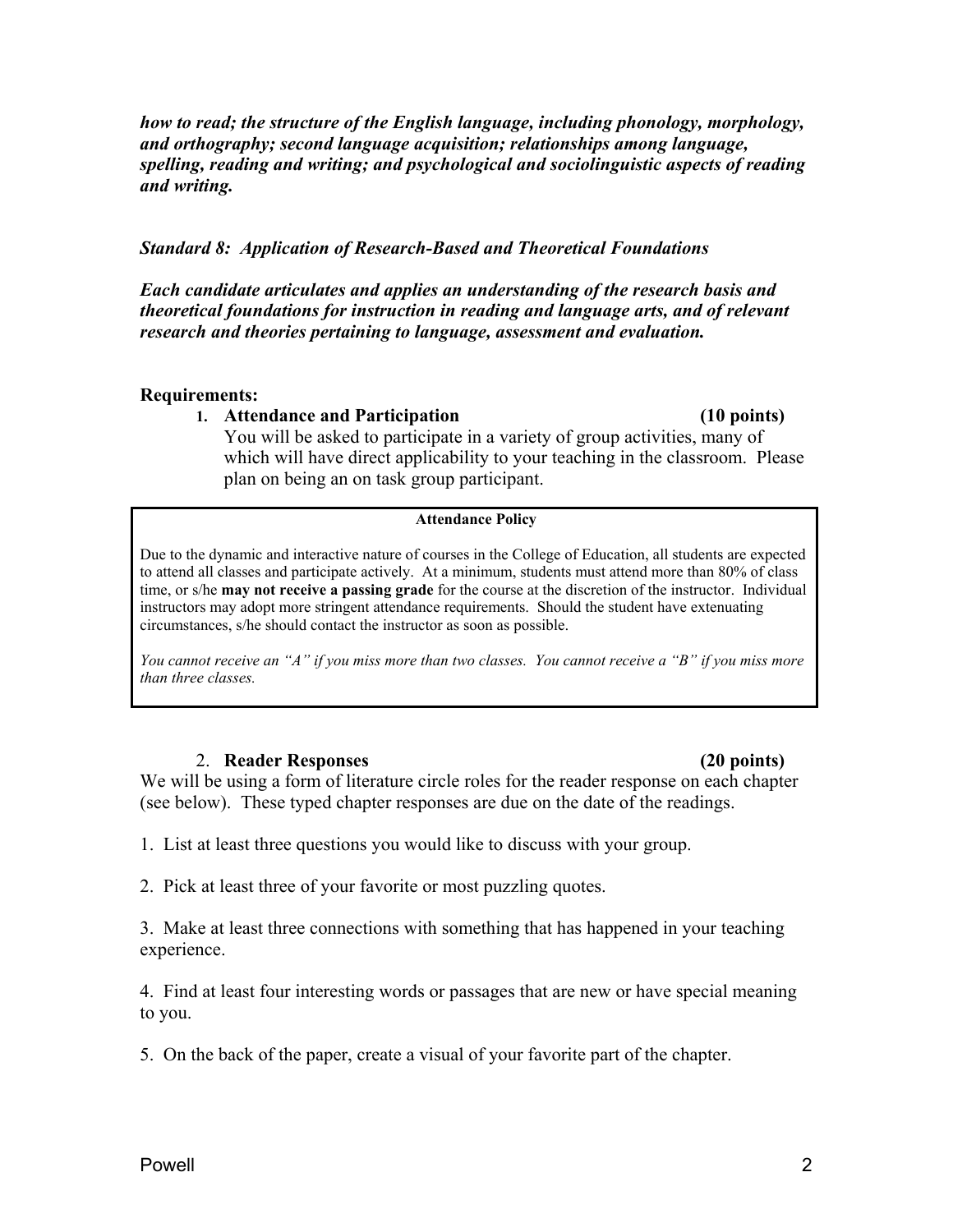***how to read; the structure of the English language, including phonology, morphology, and orthography; second language acquisition; relationships among language, spelling, reading and writing; and psychological and sociolinguistic aspects of reading and writing.***

***Standard 8: Application of Research-Based and Theoretical Foundations***

***Each candidate articulates and applies an understanding of the research basis and theoretical foundations for instruction in reading and language arts, and of relevant research and theories pertaining to language, assessment and evaluation.***

**Requirements:**

1. **Attendance and Participation (10 points)**
   You will be asked to participate in a variety of group activities, many of which will have direct applicability to your teaching in the classroom. Please plan on being an on task group participant.

> **Attendance Policy**
>
> Due to the dynamic and interactive nature of courses in the College of Education, all students are expected to attend all classes and participate actively. At a minimum, students must attend more than 80% of class time, or s/he **may not receive a passing grade** for the course at the discretion of the instructor. Individual instructors may adopt more stringent attendance requirements. Should the student have extenuating circumstances, s/he should contact the instructor as soon as possible.
>
> *You cannot receive an "A" if you miss more than two classes. You cannot receive a "B" if you miss more than three classes.*

2. **Reader Responses (20 points)**

We will be using a form of literature circle roles for the reader response on each chapter (see below). These typed chapter responses are due on the date of the readings.

1. List at least three questions you would like to discuss with your group.

2. Pick at least three of your favorite or most puzzling quotes.

3. Make at least three connections with something that has happened in your teaching experience.

4. Find at least four interesting words or passages that are new or have special meaning to you.

5. On the back of the paper, create a visual of your favorite part of the chapter.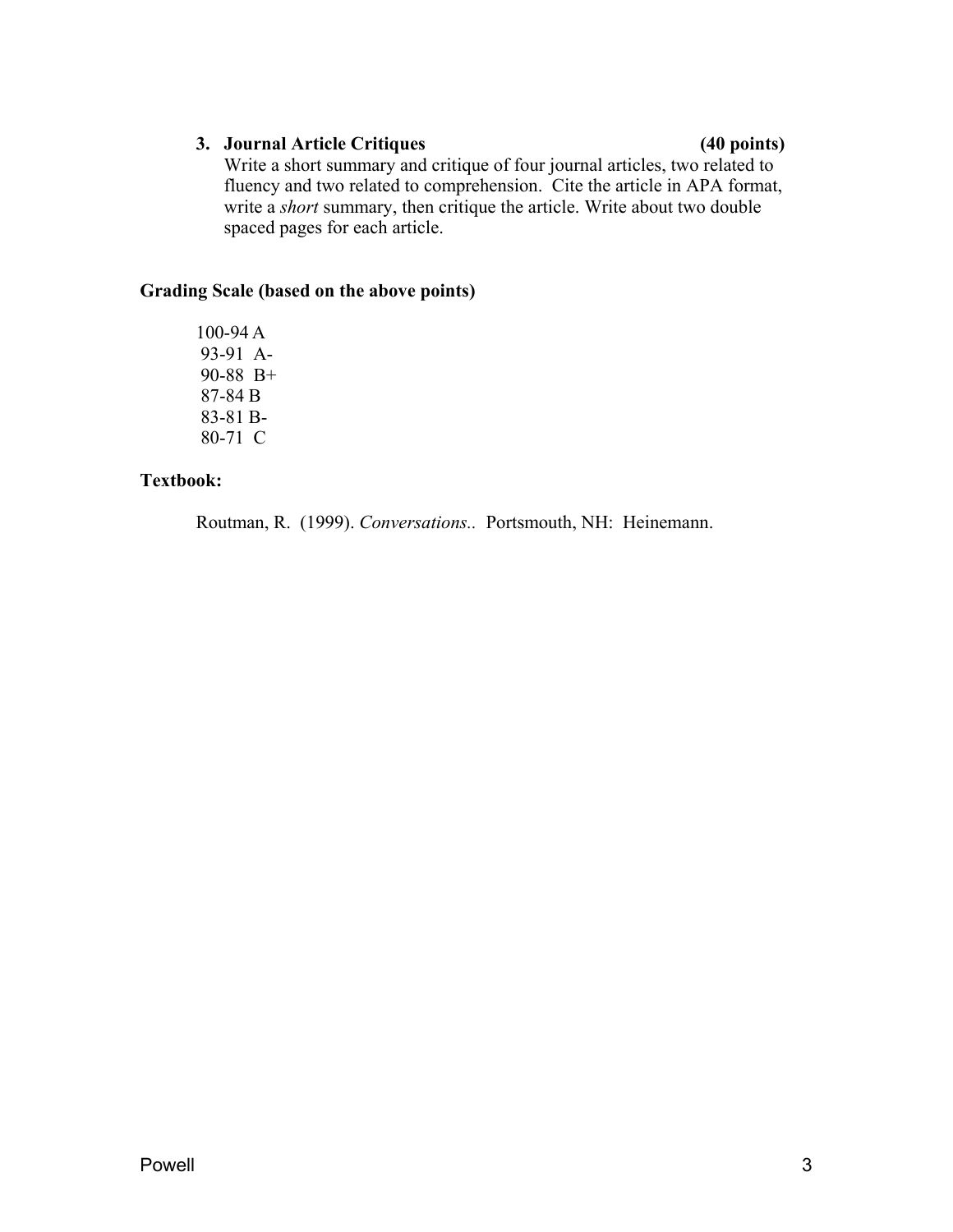3. **Journal Article Critiques (40 points)**
   Write a short summary and critique of four journal articles, two related to fluency and two related to comprehension. Cite the article in APA format, write a *short* summary, then critique the article. Write about two double spaced pages for each article.

**Grading Scale (based on the above points)**

100-94 A
93-91 A-
90-88 B+
87-84 B
83-81 B-
80-71 C

**Textbook:**

Routman, R. (1999). *Conversations..* Portsmouth, NH: Heinemann.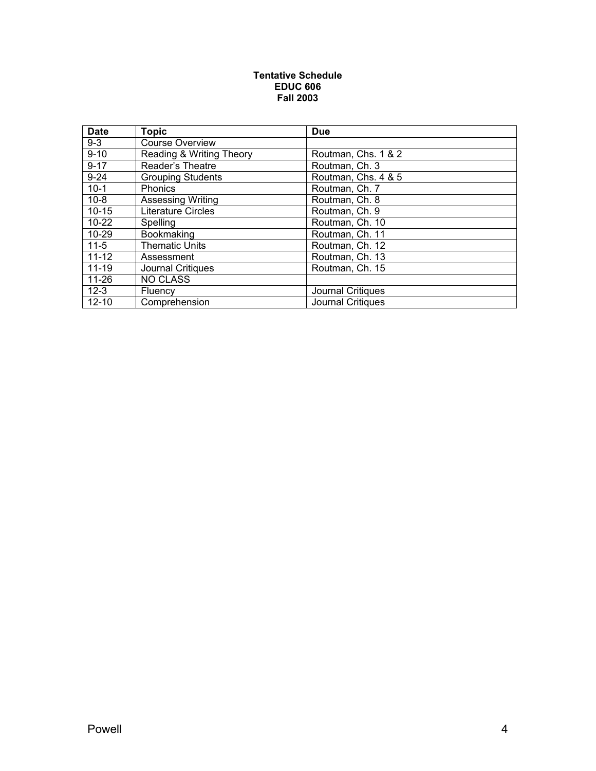**Tentative Schedule**
**EDUC 606**
**Fall 2003**

| Date | Topic | Due |
|---|---|---|
| 9-3 | Course Overview | |
| 9-10 | Reading & Writing Theory | Routman, Chs. 1 & 2 |
| 9-17 | Reader's Theatre | Routman, Ch. 3 |
| 9-24 | Grouping Students | Routman, Chs. 4 & 5 |
| 10-1 | Phonics | Routman, Ch. 7 |
| 10-8 | Assessing Writing | Routman, Ch. 8 |
| 10-15 | Literature Circles | Routman, Ch. 9 |
| 10-22 | Spelling | Routman, Ch. 10 |
| 10-29 | Bookmaking | Routman, Ch. 11 |
| 11-5 | Thematic Units | Routman, Ch. 12 |
| 11-12 | Assessment | Routman, Ch. 13 |
| 11-19 | Journal Critiques | Routman, Ch. 15 |
| 11-26 | NO CLASS | |
| 12-3 | Fluency | Journal Critiques |
| 12-10 | Comprehension | Journal Critiques |